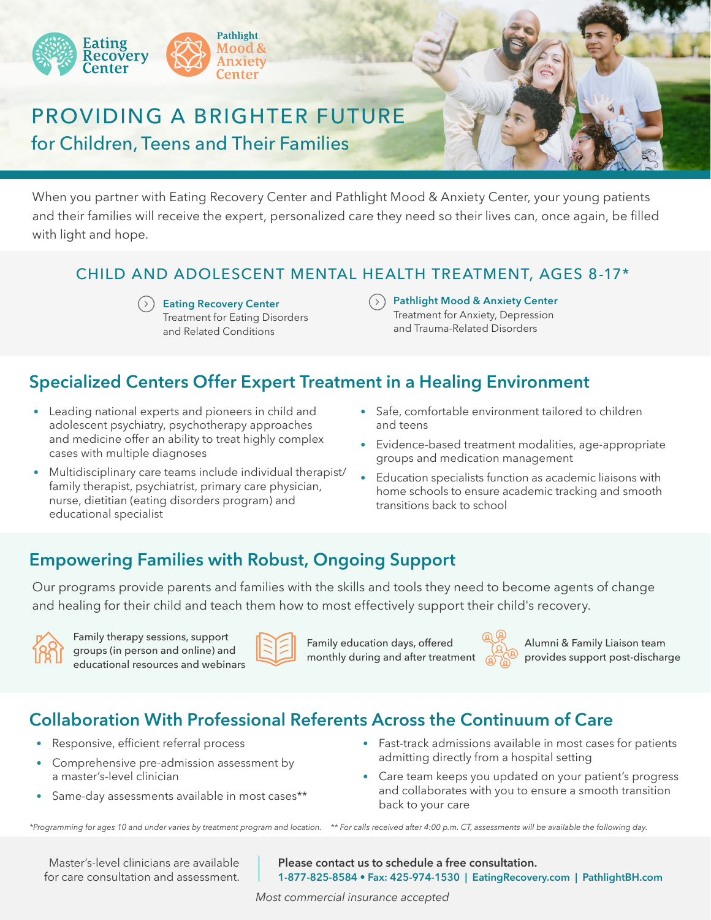Eating Recovery Center

Pathlight Mood & Anxiety Center

# PROVIDING A BRIGHTER FUTURE
## for Children, Teens and Their Families

When you partner with Eating Recovery Center and Pathlight Mood & Anxiety Center, your young patients and their families will receive the expert, personalized care they need so their lives can, once again, be filled with light and hope.

## CHILD AND ADOLESCENT MENTAL HEALTH TREATMENT, AGES 8-17*

**Eating Recovery Center**
Treatment for Eating Disorders and Related Conditions

**Pathlight Mood & Anxiety Center**
Treatment for Anxiety, Depression and Trauma-Related Disorders

## Specialized Centers Offer Expert Treatment in a Healing Environment

- Leading national experts and pioneers in child and adolescent psychiatry, psychotherapy approaches and medicine offer an ability to treat highly complex cases with multiple diagnoses
- Multidisciplinary care teams include individual therapist/family therapist, psychiatrist, primary care physician, nurse, dietitian (eating disorders program) and educational specialist
- Safe, comfortable environment tailored to children and teens
- Evidence-based treatment modalities, age-appropriate groups and medication management
- Education specialists function as academic liaisons with home schools to ensure academic tracking and smooth transitions back to school

## Empowering Families with Robust, Ongoing Support

Our programs provide parents and families with the skills and tools they need to become agents of change and healing for their child and teach them how to most effectively support their child's recovery.

- Family therapy sessions, support groups (in person and online) and educational resources and webinars
- Family education days, offered monthly during and after treatment
- Alumni & Family Liaison team provides support post-discharge

## Collaboration With Professional Referents Across the Continuum of Care

- Responsive, efficient referral process
- Comprehensive pre-admission assessment by a master's-level clinician
- Same-day assessments available in most cases**
- Fast-track admissions available in most cases for patients admitting directly from a hospital setting
- Care team keeps you updated on your patient's progress and collaborates with you to ensure a smooth transition back to your care

*\*Programming for ages 10 and under varies by treatment program and location. \*\* For calls received after 4:00 p.m. CT, assessments will be available the following day.*

Master's-level clinicians are available for care consultation and assessment.

**Please contact us to schedule a free consultation.**
**1-877-825-8584 • Fax: 425-974-1530 | EatingRecovery.com | PathlightBH.com**

*Most commercial insurance accepted*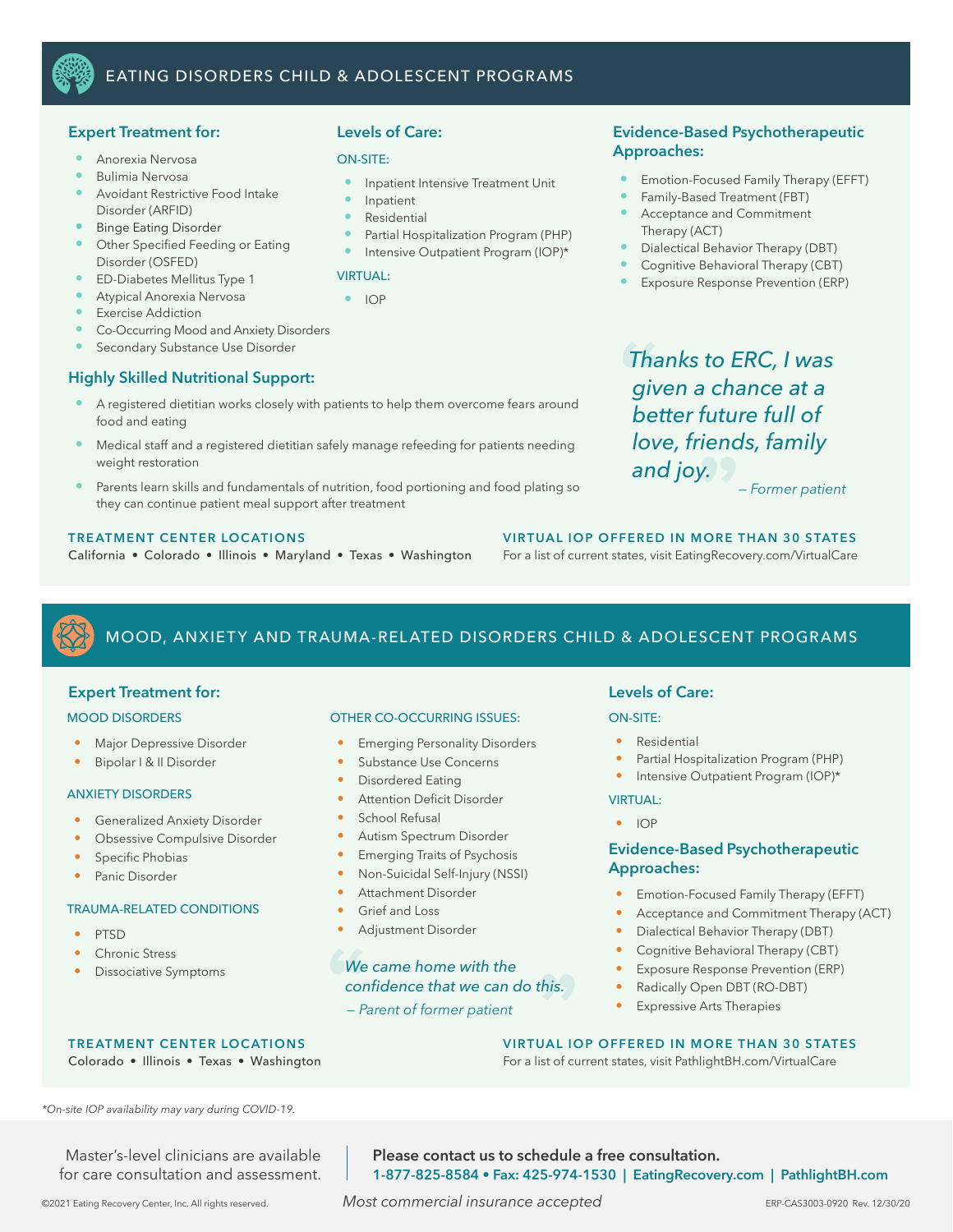# EATING DISORDERS CHILD & ADOLESCENT PROGRAMS

## Expert Treatment for:

- Anorexia Nervosa
- Bulimia Nervosa
- Avoidant Restrictive Food Intake Disorder (ARFID)
- Binge Eating Disorder
- Other Specified Feeding or Eating Disorder (OSFED)
- ED-Diabetes Mellitus Type 1
- Atypical Anorexia Nervosa
- Exercise Addiction
- Co-Occurring Mood and Anxiety Disorders
- Secondary Substance Use Disorder

## Levels of Care:

ON-SITE:

- Inpatient Intensive Treatment Unit
- Inpatient
- Residential
- Partial Hospitalization Program (PHP)
- Intensive Outpatient Program (IOP)*

VIRTUAL:

- IOP

## Evidence-Based Psychotherapeutic Approaches:

- Emotion-Focused Family Therapy (EFFT)
- Family-Based Treatment (FBT)
- Acceptance and Commitment Therapy (ACT)
- Dialectical Behavior Therapy (DBT)
- Cognitive Behavioral Therapy (CBT)
- Exposure Response Prevention (ERP)

## Highly Skilled Nutritional Support:

- A registered dietitian works closely with patients to help them overcome fears around food and eating
- Medical staff and a registered dietitian safely manage refeeding for patients needing weight restoration
- Parents learn skills and fundamentals of nutrition, food portioning and food plating so they can continue patient meal support after treatment

> *"Thanks to ERC, I was given a chance at a better future full of love, friends, family and joy."*
>
> *— Former patient*

**TREATMENT CENTER LOCATIONS**

California • Colorado • Illinois • Maryland • Texas • Washington

**VIRTUAL IOP OFFERED IN MORE THAN 30 STATES**

For a list of current states, visit EatingRecovery.com/VirtualCare

# MOOD, ANXIETY AND TRAUMA-RELATED DISORDERS CHILD & ADOLESCENT PROGRAMS

## Expert Treatment for:

MOOD DISORDERS

- Major Depressive Disorder
- Bipolar I & II Disorder

ANXIETY DISORDERS

- Generalized Anxiety Disorder
- Obsessive Compulsive Disorder
- Specific Phobias
- Panic Disorder

TRAUMA-RELATED CONDITIONS

- PTSD
- Chronic Stress
- Dissociative Symptoms

OTHER CO-OCCURRING ISSUES:

- Emerging Personality Disorders
- Substance Use Concerns
- Disordered Eating
- Attention Deficit Disorder
- School Refusal
- Autism Spectrum Disorder
- Emerging Traits of Psychosis
- Non-Suicidal Self-Injury (NSSI)
- Attachment Disorder
- Grief and Loss
- Adjustment Disorder

> *"We came home with the confidence that we can do this."*
>
> *— Parent of former patient*

## Levels of Care:

ON-SITE:

- Residential
- Partial Hospitalization Program (PHP)
- Intensive Outpatient Program (IOP)*

VIRTUAL:

- IOP

## Evidence-Based Psychotherapeutic Approaches:

- Emotion-Focused Family Therapy (EFFT)
- Acceptance and Commitment Therapy (ACT)
- Dialectical Behavior Therapy (DBT)
- Cognitive Behavioral Therapy (CBT)
- Exposure Response Prevention (ERP)
- Radically Open DBT (RO-DBT)
- Expressive Arts Therapies

**TREATMENT CENTER LOCATIONS**

Colorado • Illinois • Texas • Washington

**VIRTUAL IOP OFFERED IN MORE THAN 30 STATES**

For a list of current states, visit PathlightBH.com/VirtualCare

*\*On-site IOP availability may vary during COVID-19.*

Master's-level clinicians are available for care consultation and assessment.

**Please contact us to schedule a free consultation.**

**1-877-825-8584 • Fax: 425-974-1530 | EatingRecovery.com | PathlightBH.com**

*Most commercial insurance accepted*

©2021 Eating Recovery Center, Inc. All rights reserved.

ERP-CAS3003-0920 Rev. 12/30/20